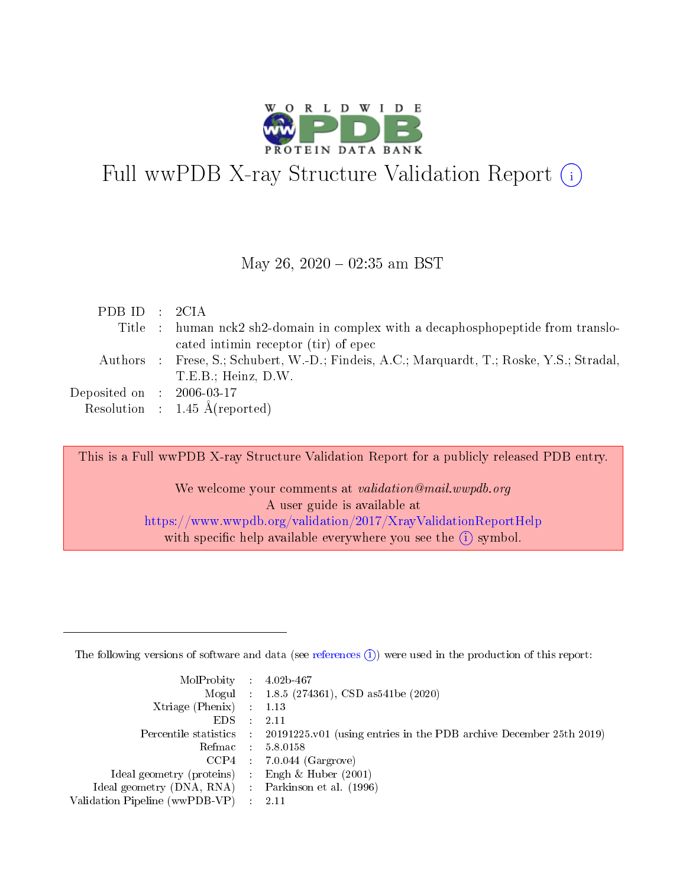# Full wwPDB X-ray Structure Validation Report

May 26, 2020 – 02:35 am BST

| | | |
|---|---|---|
| PDB ID | : | 2CIA |
| Title | : | human nck2 sh2-domain in complex with a decaphosphopeptide from translocated intimin receptor (tir) of epec |
| Authors | : | Frese, S.; Schubert, W.-D.; Findeis, A.C.; Marquardt, T.; Roske, Y.S.; Stradal, T.E.B.; Heinz, D.W. |
| Deposited on | : | 2006-03-17 |
| Resolution | : | 1.45 Å(reported) |

This is a Full wwPDB X-ray Structure Validation Report for a publicly released PDB entry.

We welcome your comments at *validation@mail.wwpdb.org*
A user guide is available at
https://www.wwpdb.org/validation/2017/XrayValidationReportHelp
with specific help available everywhere you see the (i) symbol.

---

The following versions of software and data (see references (i)) were used in the production of this report:

| | | |
|---|---|---|
| MolProbity | : | 4.02b-467 |
| Mogul | : | 1.8.5 (274361), CSD as541be (2020) |
| Xtriage (Phenix) | : | 1.13 |
| EDS | : | 2.11 |
| Percentile statistics | : | 20191225.v01 (using entries in the PDB archive December 25th 2019) |
| Refmac | : | 5.8.0158 |
| CCP4 | : | 7.0.044 (Gargrove) |
| Ideal geometry (proteins) | : | Engh & Huber (2001) |
| Ideal geometry (DNA, RNA) | : | Parkinson et al. (1996) |
| Validation Pipeline (wwPDB-VP) | : | 2.11 |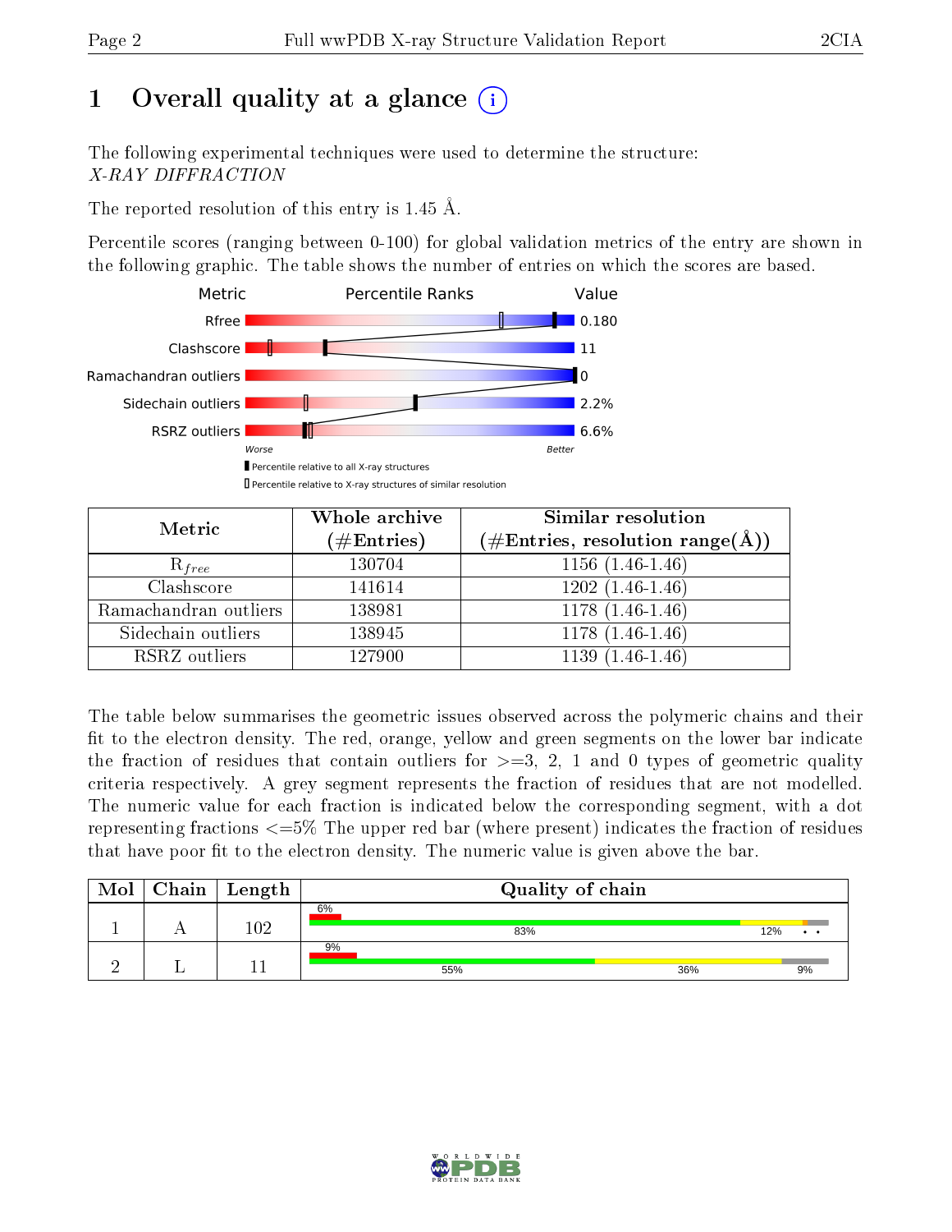# 1 Overall quality at a glance

The following experimental techniques were used to determine the structure:
*X-RAY DIFFRACTION*

The reported resolution of this entry is 1.45 Å.

Percentile scores (ranging between 0-100) for global validation metrics of the entry are shown in the following graphic. The table shows the number of entries on which the scores are based.

| Metric | Value |
|---|---|
| Rfree | 0.180 |
| Clashscore | 11 |
| Ramachandran outliers | 0 |
| Sidechain outliers | 2.2% |
| RSRZ outliers | 6.6% |

| Metric | Whole archive (#Entries) | Similar resolution (#Entries, resolution range(Å)) |
|---|---|---|
| $R_{free}$ | 130704 | 1156 (1.46-1.46) |
| Clashscore | 141614 | 1202 (1.46-1.46) |
| Ramachandran outliers | 138981 | 1178 (1.46-1.46) |
| Sidechain outliers | 138945 | 1178 (1.46-1.46) |
| RSRZ outliers | 127900 | 1139 (1.46-1.46) |

The table below summarises the geometric issues observed across the polymeric chains and their fit to the electron density. The red, orange, yellow and green segments on the lower bar indicate the fraction of residues that contain outliers for >=3, 2, 1 and 0 types of geometric quality criteria respectively. A grey segment represents the fraction of residues that are not modelled. The numeric value for each fraction is indicated below the corresponding segment, with a dot representing fractions <=5% The upper red bar (where present) indicates the fraction of residues that have poor fit to the electron density. The numeric value is given above the bar.

| Mol | Chain | Length | Quality of chain |
|---|---|---|---|
| 1 | A | 102 | 6% / 83% / 12% / • • |
| 2 | L | 11 | 9% / 55% / 36% / 9% |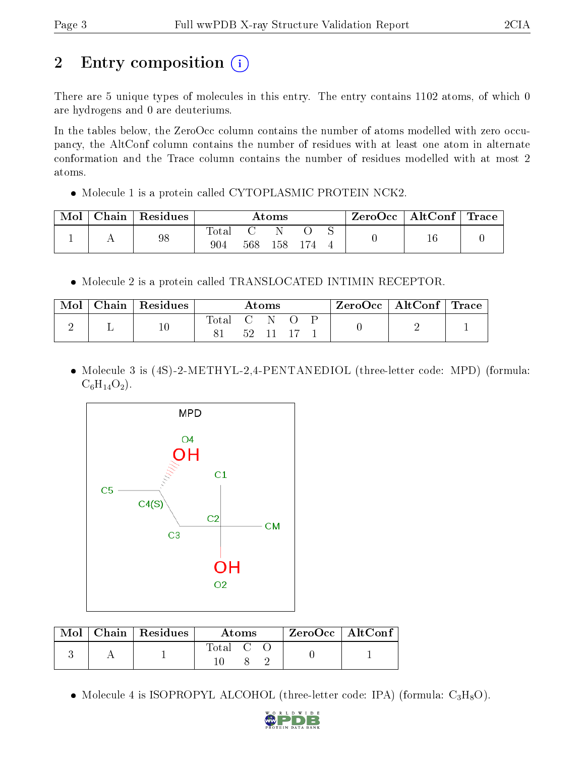# 2 Entry composition

There are 5 unique types of molecules in this entry. The entry contains 1102 atoms, of which 0 are hydrogens and 0 are deuteriums.

In the tables below, the ZeroOcc column contains the number of atoms modelled with zero occupancy, the AltConf column contains the number of residues with at least one atom in alternate conformation and the Trace column contains the number of residues modelled with at most 2 atoms.

- Molecule 1 is a protein called CYTOPLASMIC PROTEIN NCK2.

| Mol | Chain | Residues | Atoms | | | | | ZeroOcc | AltConf | Trace |
|---|---|---|---|---|---|---|---|---|---|---|
| 1 | A | 98 | Total | C | N | O | S | 0 | 16 | 0 |
| | | | 904 | 568 | 158 | 174 | 4 | | | |

- Molecule 2 is a protein called TRANSLOCATED INTIMIN RECEPTOR.

| Mol | Chain | Residues | Atoms | | | | | ZeroOcc | AltConf | Trace |
|---|---|---|---|---|---|---|---|---|---|---|
| 2 | L | 10 | Total | C | N | O | P | 0 | 2 | 1 |
| | | | 81 | 52 | 11 | 17 | 1 | | | |

- Molecule 3 is (4S)-2-METHYL-2,4-PENTANEDIOL (three-letter code: MPD) (formula: $C_6H_{14}O_2$).

| Mol | Chain | Residues | Atoms | | | ZeroOcc | AltConf |
|---|---|---|---|---|---|---|---|
| 3 | A | 1 | Total | C | O | 0 | 1 |
| | | | 10 | 8 | 2 | | |

- Molecule 4 is ISOPROPYL ALCOHOL (three-letter code: IPA) (formula: $C_3H_8O$).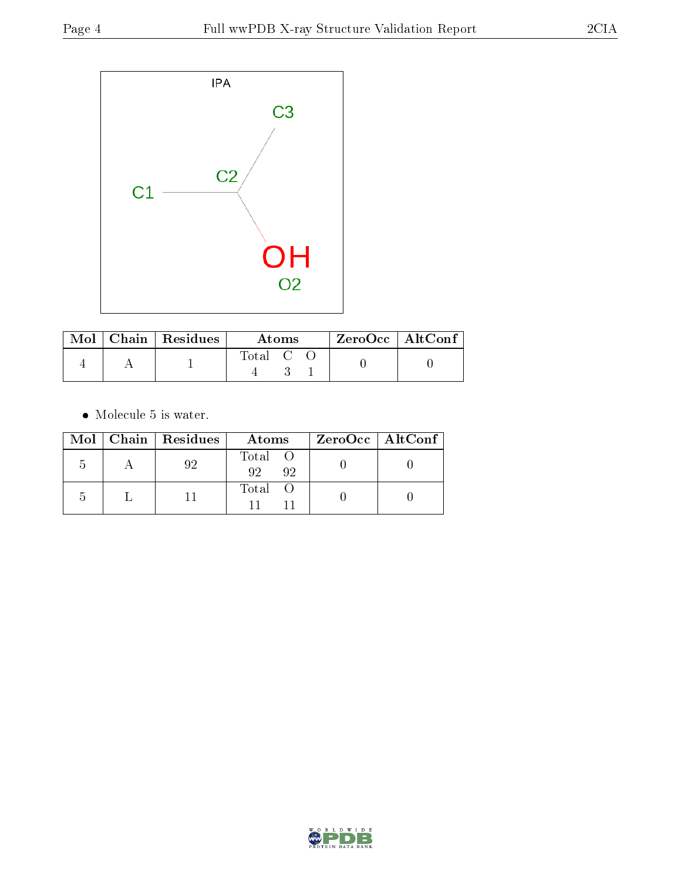IPA

C3

C2

C1

OH

O2

| Mol | Chain | Residues | Atoms | | | ZeroOcc | AltConf |
|---|---|---|---|---|---|---|---|
| | | | Total | C | O | | |
| 4 | A | 1 | 4 | 3 | 1 | 0 | 0 |

- Molecule 5 is water.

| Mol | Chain | Residues | Atoms | | ZeroOcc | AltConf |
|---|---|---|---|---|---|---|
| | | | Total | O | | |
| 5 | A | 92 | 92 | 92 | 0 | 0 |
| 5 | L | 11 | 11 | 11 | 0 | 0 |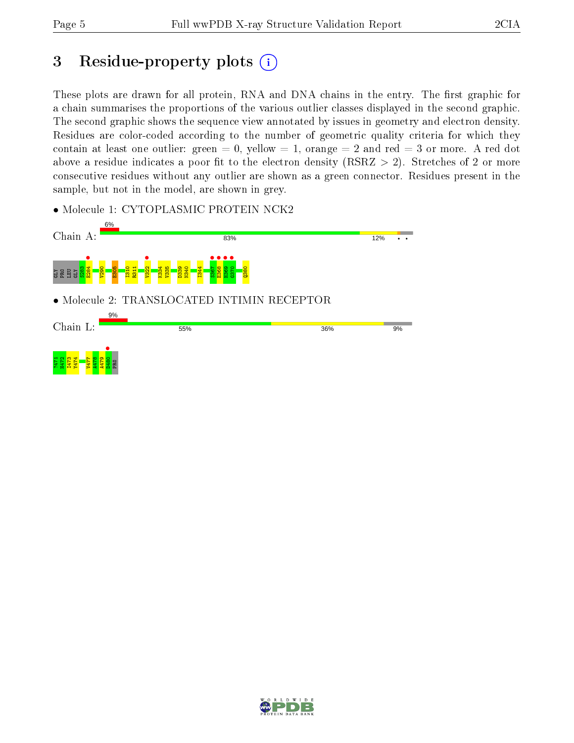# 3 Residue-property plots

These plots are drawn for all protein, RNA and DNA chains in the entry. The first graphic for a chain summarises the proportions of the various outlier classes displayed in the second graphic. The second graphic shows the sequence view annotated by issues in geometry and electron density. Residues are color-coded according to the number of geometric quality criteria for which they contain at least one outlier: green = 0, yellow = 1, orange = 2 and red = 3 or more. A red dot above a residue indicates a poor fit to the electron density (RSRZ > 2). Stretches of 2 or more consecutive residues without any outlier are shown as a green connector. Residues present in the sample, but not in the model, are shown in grey.

- Molecule 1: CYTOPLASMIC PROTEIN NCK2

Chain A: 6% | 83% | 12% | • •

GLY PRO LEU GLY S283 E284 V290 E305 I310 R311 V322 K334 V335 D339 N340 I344 S367 E368 H369 G370 Q380

- Molecule 2: TRANSLOCATED INTIMIN RECEPTOR

Chain L: 9% | 55% | 36% | 9%

P471 H472 I473 Y474 V477 A478 A479 D480 PRO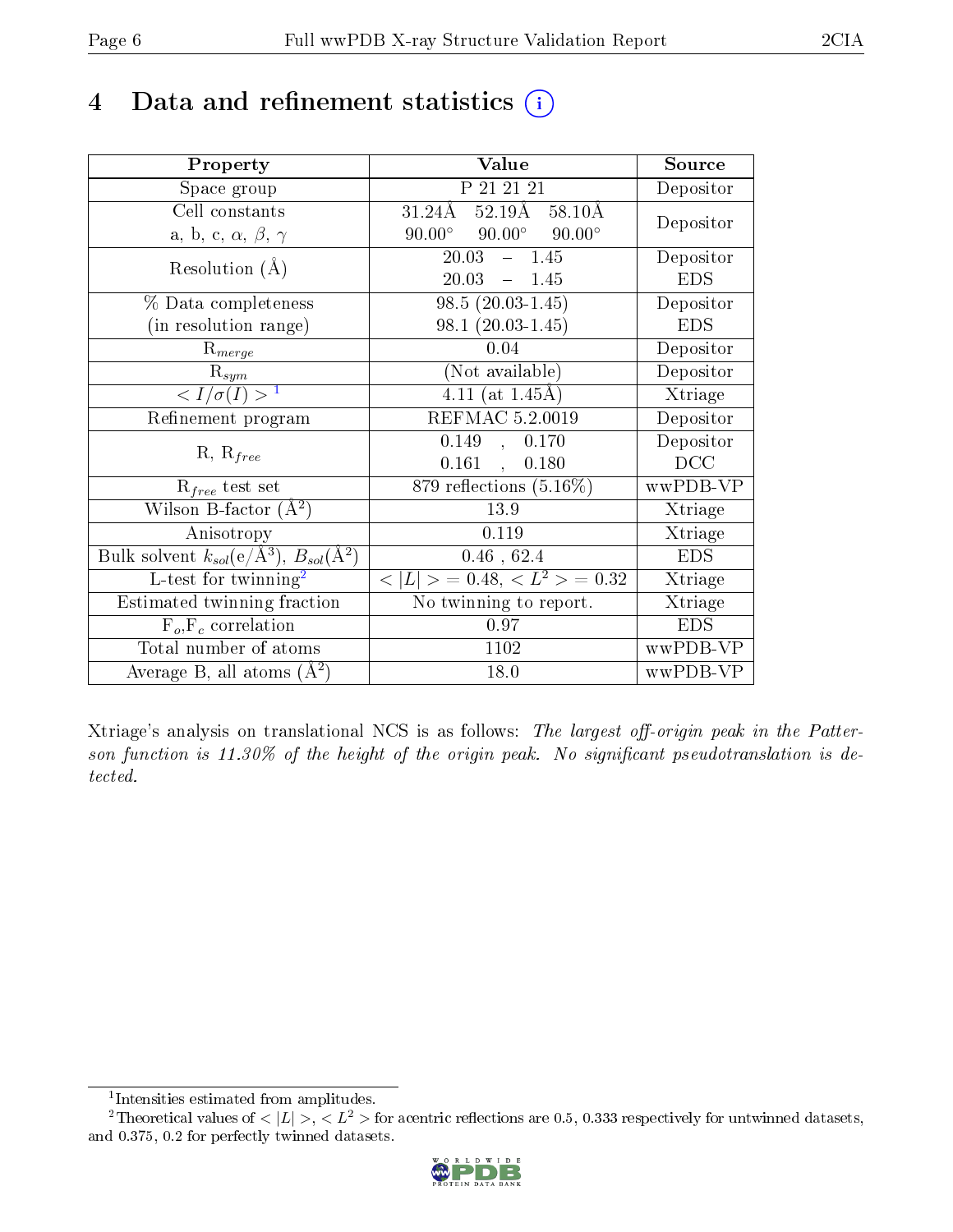# 4 Data and refinement statistics (i)

| Property | Value | Source |
|---|---|---|
| Space group | P 21 21 21 | Depositor |
| Cell constants<br>a, b, c, $\alpha$, $\beta$, $\gamma$ | 31.24Å 52.19Å 58.10Å<br>90.00° 90.00° 90.00° | Depositor |
| Resolution (Å) | 20.03 – 1.45<br>20.03 – 1.45 | Depositor<br>EDS |
| % Data completeness<br>(in resolution range) | 98.5 (20.03-1.45)<br>98.1 (20.03-1.45) | Depositor<br>EDS |
| $R_{merge}$ | 0.04 | Depositor |
| $R_{sym}$ | (Not available) | Depositor |
| $< I/\sigma(I) >$ [1] | 4.11 (at 1.45Å) | Xtriage |
| Refinement program | REFMAC 5.2.0019 | Depositor |
| R, $R_{free}$ | 0.149 , 0.170<br>0.161 , 0.180 | Depositor<br>DCC |
| $R_{free}$ test set | 879 reflections (5.16%) | wwPDB-VP |
| Wilson B-factor (Å$^2$) | 13.9 | Xtriage |
| Anisotropy | 0.119 | Xtriage |
| Bulk solvent $k_{sol}$(e/Å$^3$), $B_{sol}$(Å$^2$) | 0.46 , 62.4 | EDS |
| L-test for twinning[2] | $< \|L\| >$ = 0.48, $< L^2 >$ = 0.32 | Xtriage |
| Estimated twinning fraction | No twinning to report. | Xtriage |
| $F_o$,$F_c$ correlation | 0.97 | EDS |
| Total number of atoms | 1102 | wwPDB-VP |
| Average B, all atoms (Å$^2$) | 18.0 | wwPDB-VP |

Xtriage's analysis on translational NCS is as follows: *The largest off-origin peak in the Patterson function is 11.30% of the height of the origin peak. No significant pseudotranslation is detected.*

[1] Intensities estimated from amplitudes.

[2] Theoretical values of $< |L| >$, $< L^2 >$ for acentric reflections are 0.5, 0.333 respectively for untwinned datasets, and 0.375, 0.2 for perfectly twinned datasets.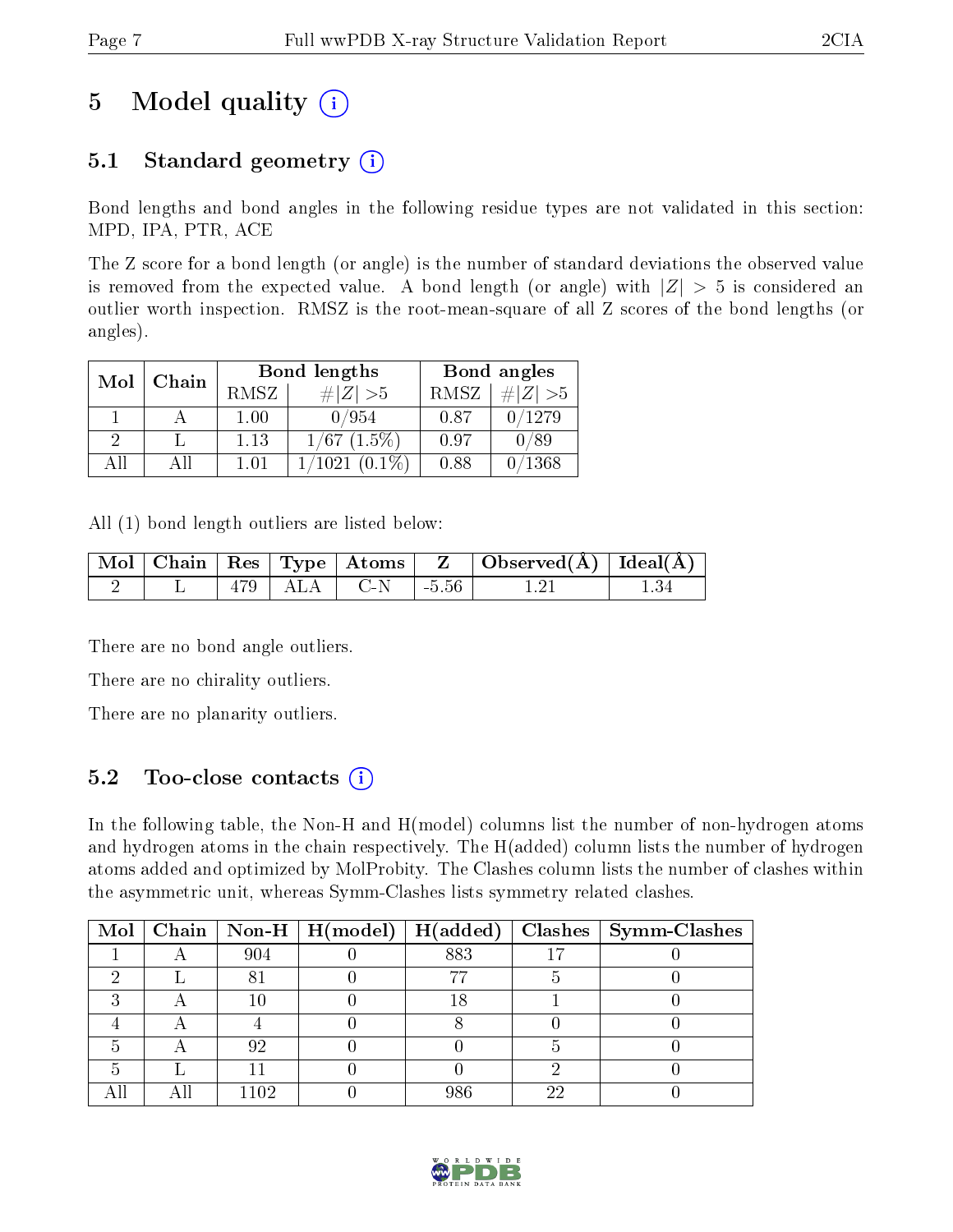# 5 Model quality (i)

## 5.1 Standard geometry (i)

Bond lengths and bond angles in the following residue types are not validated in this section: MPD, IPA, PTR, ACE

The Z score for a bond length (or angle) is the number of standard deviations the observed value is removed from the expected value. A bond length (or angle) with $|Z| > 5$ is considered an outlier worth inspection. RMSZ is the root-mean-square of all Z scores of the bond lengths (or angles).

| Mol | Chain | Bond lengths | | Bond angles | |
|---|---|---|---|---|---|
| | | RMSZ | $\#\|Z\| > 5$ | RMSZ | $\#\|Z\| > 5$ |
| 1 | A | 1.00 | 0/954 | 0.87 | 0/1279 |
| 2 | L | 1.13 | 1/67 (1.5%) | 0.97 | 0/89 |
| All | All | 1.01 | 1/1021 (0.1%) | 0.88 | 0/1368 |

All (1) bond length outliers are listed below:

| Mol | Chain | Res | Type | Atoms | Z | Observed(Å) | Ideal(Å) |
|---|---|---|---|---|---|---|---|
| 2 | L | 479 | ALA | C-N | -5.56 | 1.21 | 1.34 |

There are no bond angle outliers.

There are no chirality outliers.

There are no planarity outliers.

## 5.2 Too-close contacts (i)

In the following table, the Non-H and H(model) columns list the number of non-hydrogen atoms and hydrogen atoms in the chain respectively. The H(added) column lists the number of hydrogen atoms added and optimized by MolProbity. The Clashes column lists the number of clashes within the asymmetric unit, whereas Symm-Clashes lists symmetry related clashes.

| Mol | Chain | Non-H | H(model) | H(added) | Clashes | Symm-Clashes |
|---|---|---|---|---|---|---|
| 1 | A | 904 | 0 | 883 | 17 | 0 |
| 2 | L | 81 | 0 | 77 | 5 | 0 |
| 3 | A | 10 | 0 | 18 | 1 | 0 |
| 4 | A | 4 | 0 | 8 | 0 | 0 |
| 5 | A | 92 | 0 | 0 | 5 | 0 |
| 5 | L | 11 | 0 | 0 | 2 | 0 |
| All | All | 1102 | 0 | 986 | 22 | 0 |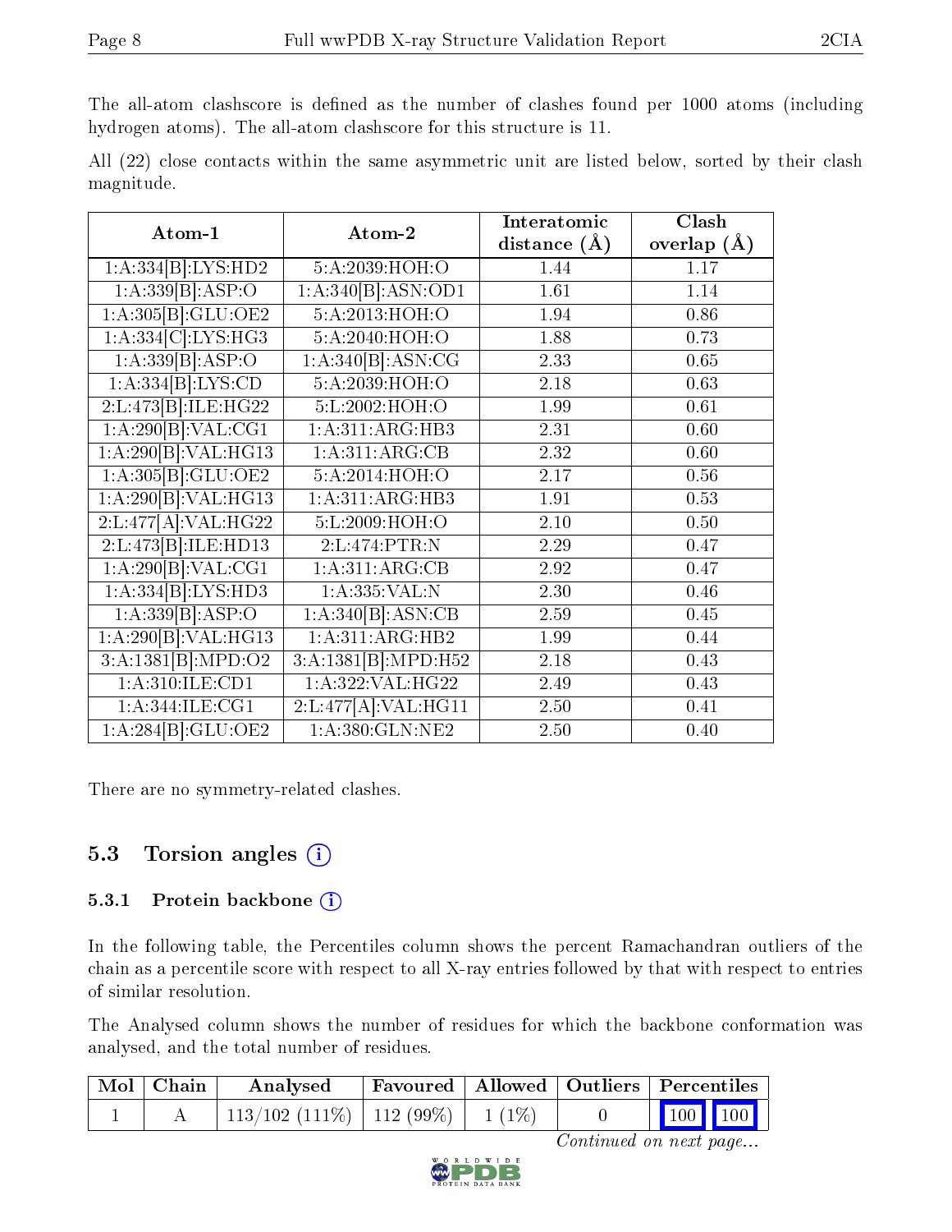The all-atom clashscore is defined as the number of clashes found per 1000 atoms (including hydrogen atoms). The all-atom clashscore for this structure is 11.

All (22) close contacts within the same asymmetric unit are listed below, sorted by their clash magnitude.

| Atom-1 | Atom-2 | Interatomic distance (Å) | Clash overlap (Å) |
|---|---|---|---|
| 1:A:334[B]:LYS:HD2 | 5:A:2039:HOH:O | 1.44 | 1.17 |
| 1:A:339[B]:ASP:O | 1:A:340[B]:ASN:OD1 | 1.61 | 1.14 |
| 1:A:305[B]:GLU:OE2 | 5:A:2013:HOH:O | 1.94 | 0.86 |
| 1:A:334[C]:LYS:HG3 | 5:A:2040:HOH:O | 1.88 | 0.73 |
| 1:A:339[B]:ASP:O | 1:A:340[B]:ASN:CG | 2.33 | 0.65 |
| 1:A:334[B]:LYS:CD | 5:A:2039:HOH:O | 2.18 | 0.63 |
| 2:L:473[B]:ILE:HG22 | 5:L:2002:HOH:O | 1.99 | 0.61 |
| 1:A:290[B]:VAL:CG1 | 1:A:311:ARG:HB3 | 2.31 | 0.60 |
| 1:A:290[B]:VAL:HG13 | 1:A:311:ARG:CB | 2.32 | 0.60 |
| 1:A:305[B]:GLU:OE2 | 5:A:2014:HOH:O | 2.17 | 0.56 |
| 1:A:290[B]:VAL:HG13 | 1:A:311:ARG:HB3 | 1.91 | 0.53 |
| 2:L:477[A]:VAL:HG22 | 5:L:2009:HOH:O | 2.10 | 0.50 |
| 2:L:473[B]:ILE:HD13 | 2:L:474:PTR:N | 2.29 | 0.47 |
| 1:A:290[B]:VAL:CG1 | 1:A:311:ARG:CB | 2.92 | 0.47 |
| 1:A:334[B]:LYS:HD3 | 1:A:335:VAL:N | 2.30 | 0.46 |
| 1:A:339[B]:ASP:O | 1:A:340[B]:ASN:CB | 2.59 | 0.45 |
| 1:A:290[B]:VAL:HG13 | 1:A:311:ARG:HB2 | 1.99 | 0.44 |
| 3:A:1381[B]:MPD:O2 | 3:A:1381[B]:MPD:H52 | 2.18 | 0.43 |
| 1:A:310:ILE:CD1 | 1:A:322:VAL:HG22 | 2.49 | 0.43 |
| 1:A:344:ILE:CG1 | 2:L:477[A]:VAL:HG11 | 2.50 | 0.41 |
| 1:A:284[B]:GLU:OE2 | 1:A:380:GLN:NE2 | 2.50 | 0.40 |

There are no symmetry-related clashes.

## 5.3 Torsion angles

### 5.3.1 Protein backbone

In the following table, the Percentiles column shows the percent Ramachandran outliers of the chain as a percentile score with respect to all X-ray entries followed by that with respect to entries of similar resolution.

The Analysed column shows the number of residues for which the backbone conformation was analysed, and the total number of residues.

| Mol | Chain | Analysed | Favoured | Allowed | Outliers | Percentiles | |
|---|---|---|---|---|---|---|---|
| 1 | A | 113/102 (111%) | 112 (99%) | 1 (1%) | 0 | 100 | 100 |

*Continued on next page...*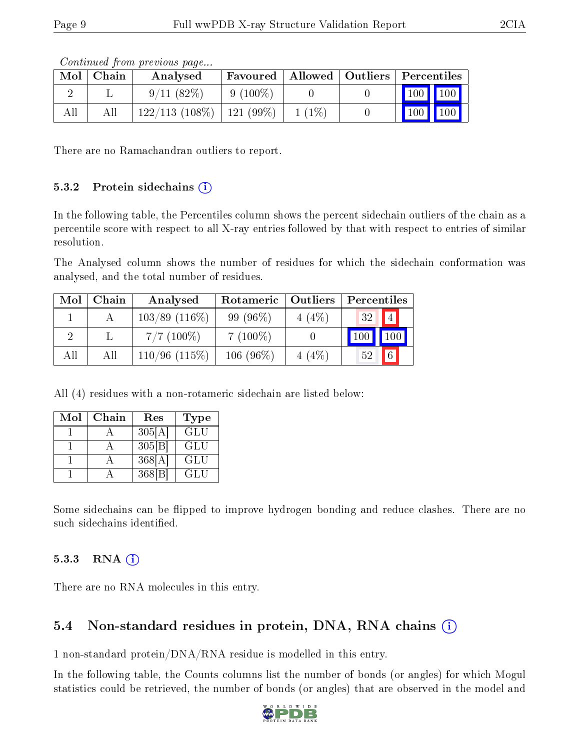*Continued from previous page...*

| Mol | Chain | Analysed | Favoured | Allowed | Outliers | Percentiles | |
|---|---|---|---|---|---|---|---|
| 2 | L | 9/11 (82%) | 9 (100%) | 0 | 0 | 100 | 100 |
| All | All | 122/113 (108%) | 121 (99%) | 1 (1%) | 0 | 100 | 100 |

There are no Ramachandran outliers to report.

### 5.3.2 Protein sidechains (i)

In the following table, the Percentiles column shows the percent sidechain outliers of the chain as a percentile score with respect to all X-ray entries followed by that with respect to entries of similar resolution.

The Analysed column shows the number of residues for which the sidechain conformation was analysed, and the total number of residues.

| Mol | Chain | Analysed | Rotameric | Outliers | Percentiles | |
|---|---|---|---|---|---|---|
| 1 | A | 103/89 (116%) | 99 (96%) | 4 (4%) | 32 | 4 |
| 2 | L | 7/7 (100%) | 7 (100%) | 0 | 100 | 100 |
| All | All | 110/96 (115%) | 106 (96%) | 4 (4%) | 52 | 6 |

All (4) residues with a non-rotameric sidechain are listed below:

| Mol | Chain | Res | Type |
|---|---|---|---|
| 1 | A | 305[A] | GLU |
| 1 | A | 305[B] | GLU |
| 1 | A | 368[A] | GLU |
| 1 | A | 368[B] | GLU |

Some sidechains can be flipped to improve hydrogen bonding and reduce clashes. There are no such sidechains identified.

### 5.3.3 RNA (i)

There are no RNA molecules in this entry.

## 5.4 Non-standard residues in protein, DNA, RNA chains (i)

1 non-standard protein/DNA/RNA residue is modelled in this entry.

In the following table, the Counts columns list the number of bonds (or angles) for which Mogul statistics could be retrieved, the number of bonds (or angles) that are observed in the model and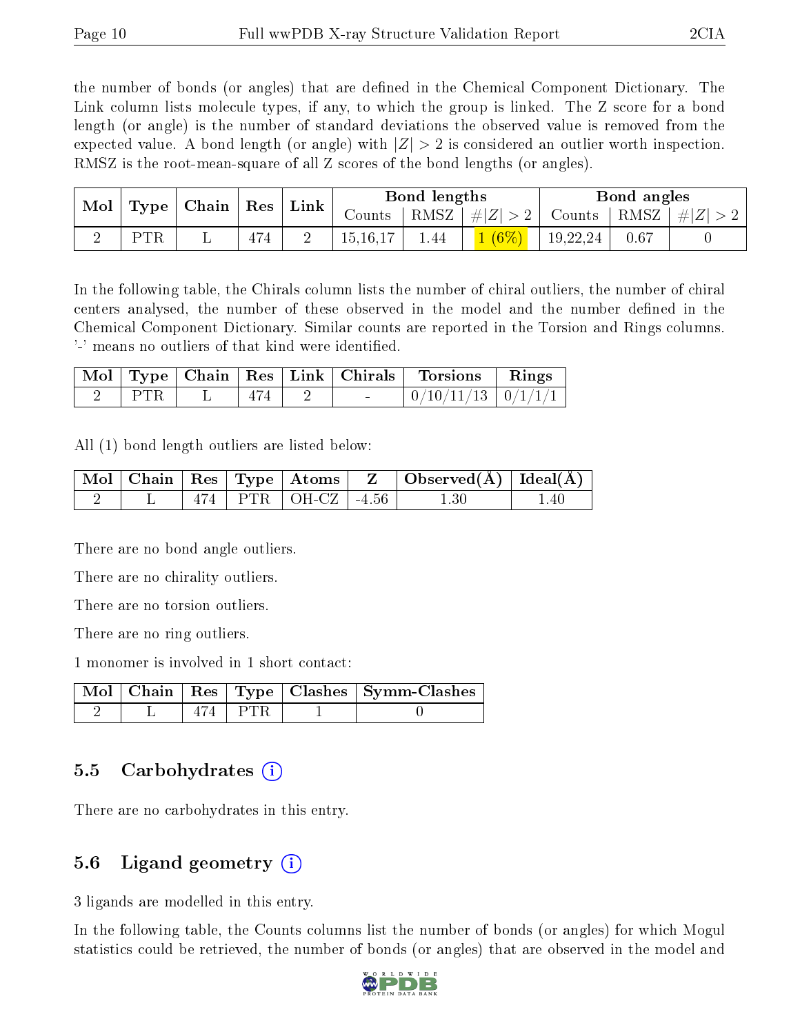the number of bonds (or angles) that are defined in the Chemical Component Dictionary. The Link column lists molecule types, if any, to which the group is linked. The Z score for a bond length (or angle) is the number of standard deviations the observed value is removed from the expected value. A bond length (or angle) with $|Z| > 2$ is considered an outlier worth inspection. RMSZ is the root-mean-square of all Z scores of the bond lengths (or angles).

| Mol | Type | Chain | Res | Link | Bond lengths | | | Bond angles | | |
|---|---|---|---|---|---|---|---|---|---|---|
| | | | | | Counts | RMSZ | $\#\|Z\| > 2$ | Counts | RMSZ | $\#\|Z\| > 2$ |
| 2 | PTR | L | 474 | 2 | 15,16,17 | 1.44 | 1 (6%) | 19,22,24 | 0.67 | 0 |

In the following table, the Chirals column lists the number of chiral outliers, the number of chiral centers analysed, the number of these observed in the model and the number defined in the Chemical Component Dictionary. Similar counts are reported in the Torsion and Rings columns. '-' means no outliers of that kind were identified.

| Mol | Type | Chain | Res | Link | Chirals | Torsions | Rings |
|---|---|---|---|---|---|---|---|
| 2 | PTR | L | 474 | 2 | - | 0/10/11/13 | 0/1/1/1 |

All (1) bond length outliers are listed below:

| Mol | Chain | Res | Type | Atoms | Z | Observed(Å) | Ideal(Å) |
|---|---|---|---|---|---|---|---|
| 2 | L | 474 | PTR | OH-CZ | -4.56 | 1.30 | 1.40 |

There are no bond angle outliers.

There are no chirality outliers.

There are no torsion outliers.

There are no ring outliers.

1 monomer is involved in 1 short contact:

| Mol | Chain | Res | Type | Clashes | Symm-Clashes |
|---|---|---|---|---|---|
| 2 | L | 474 | PTR | 1 | 0 |

## 5.5 Carbohydrates

There are no carbohydrates in this entry.

## 5.6 Ligand geometry

3 ligands are modelled in this entry.

In the following table, the Counts columns list the number of bonds (or angles) for which Mogul statistics could be retrieved, the number of bonds (or angles) that are observed in the model and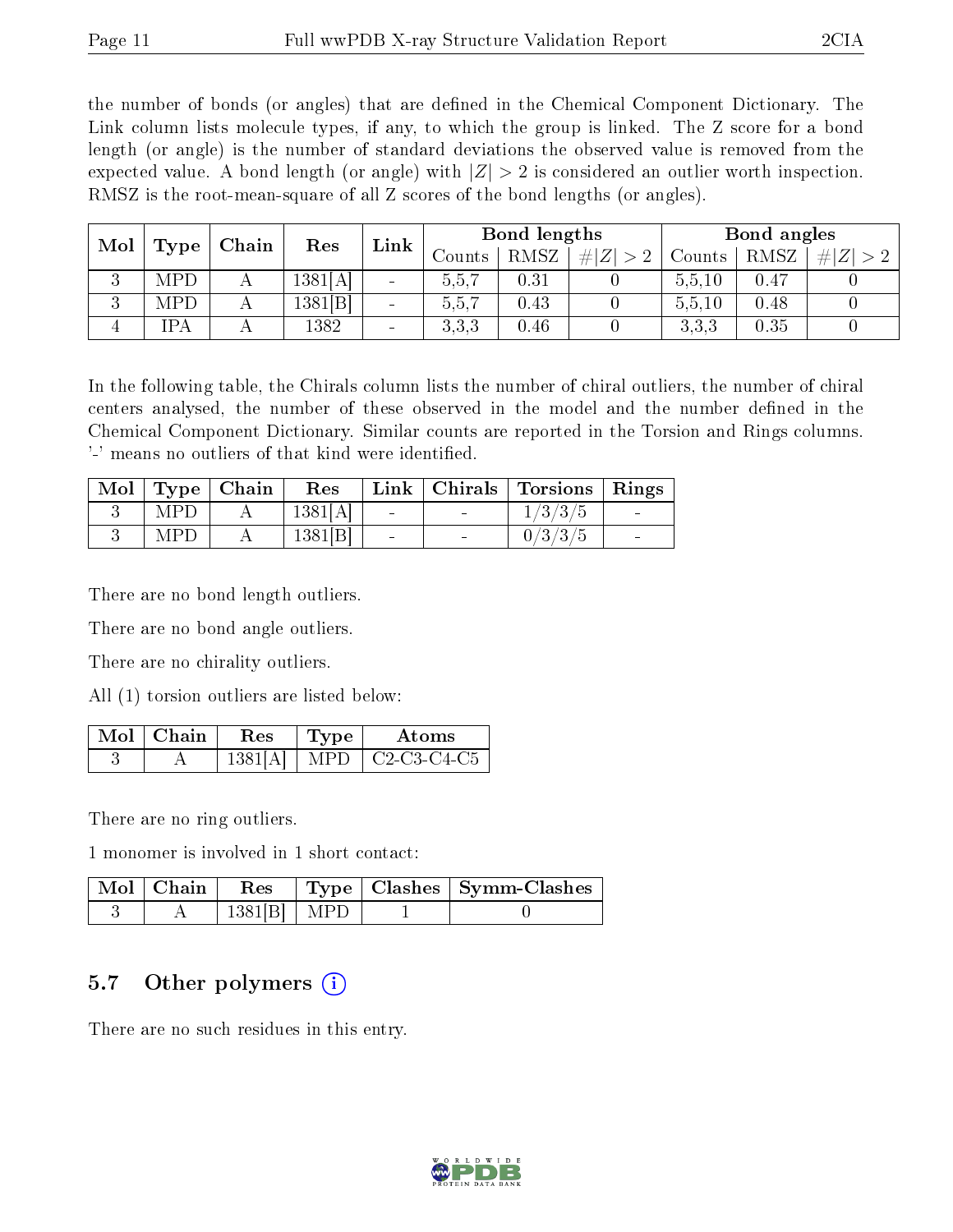the number of bonds (or angles) that are defined in the Chemical Component Dictionary. The Link column lists molecule types, if any, to which the group is linked. The Z score for a bond length (or angle) is the number of standard deviations the observed value is removed from the expected value. A bond length (or angle) with $|Z| > 2$ is considered an outlier worth inspection. RMSZ is the root-mean-square of all Z scores of the bond lengths (or angles).

| Mol | Type | Chain | Res | Link | Bond lengths | | | Bond angles | | |
|---|---|---|---|---|---|---|---|---|---|---|
| | | | | | Counts | RMSZ | $\#\|Z\| > 2$ | Counts | RMSZ | $\#\|Z\| > 2$ |
| 3 | MPD | A | 1381[A] | - | 5,5,7 | 0.31 | 0 | 5,5,10 | 0.47 | 0 |
| 3 | MPD | A | 1381[B] | - | 5,5,7 | 0.43 | 0 | 5,5,10 | 0.48 | 0 |
| 4 | IPA | A | 1382 | - | 3,3,3 | 0.46 | 0 | 3,3,3 | 0.35 | 0 |

In the following table, the Chirals column lists the number of chiral outliers, the number of chiral centers analysed, the number of these observed in the model and the number defined in the Chemical Component Dictionary. Similar counts are reported in the Torsion and Rings columns. '-' means no outliers of that kind were identified.

| Mol | Type | Chain | Res | Link | Chirals | Torsions | Rings |
|---|---|---|---|---|---|---|---|
| 3 | MPD | A | 1381[A] | - | - | 1/3/3/5 | - |
| 3 | MPD | A | 1381[B] | - | - | 0/3/3/5 | - |

There are no bond length outliers.

There are no bond angle outliers.

There are no chirality outliers.

All (1) torsion outliers are listed below:

| Mol | Chain | Res | Type | Atoms |
|---|---|---|---|---|
| 3 | A | 1381[A] | MPD | C2-C3-C4-C5 |

There are no ring outliers.

1 monomer is involved in 1 short contact:

| Mol | Chain | Res | Type | Clashes | Symm-Clashes |
|---|---|---|---|---|---|
| 3 | A | 1381[B] | MPD | 1 | 0 |

## 5.7 Other polymers

There are no such residues in this entry.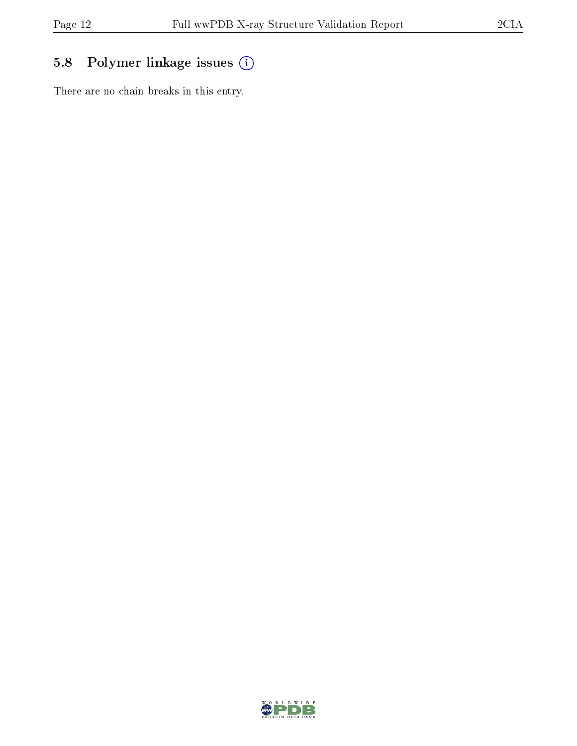## 5.8 Polymer linkage issues

There are no chain breaks in this entry.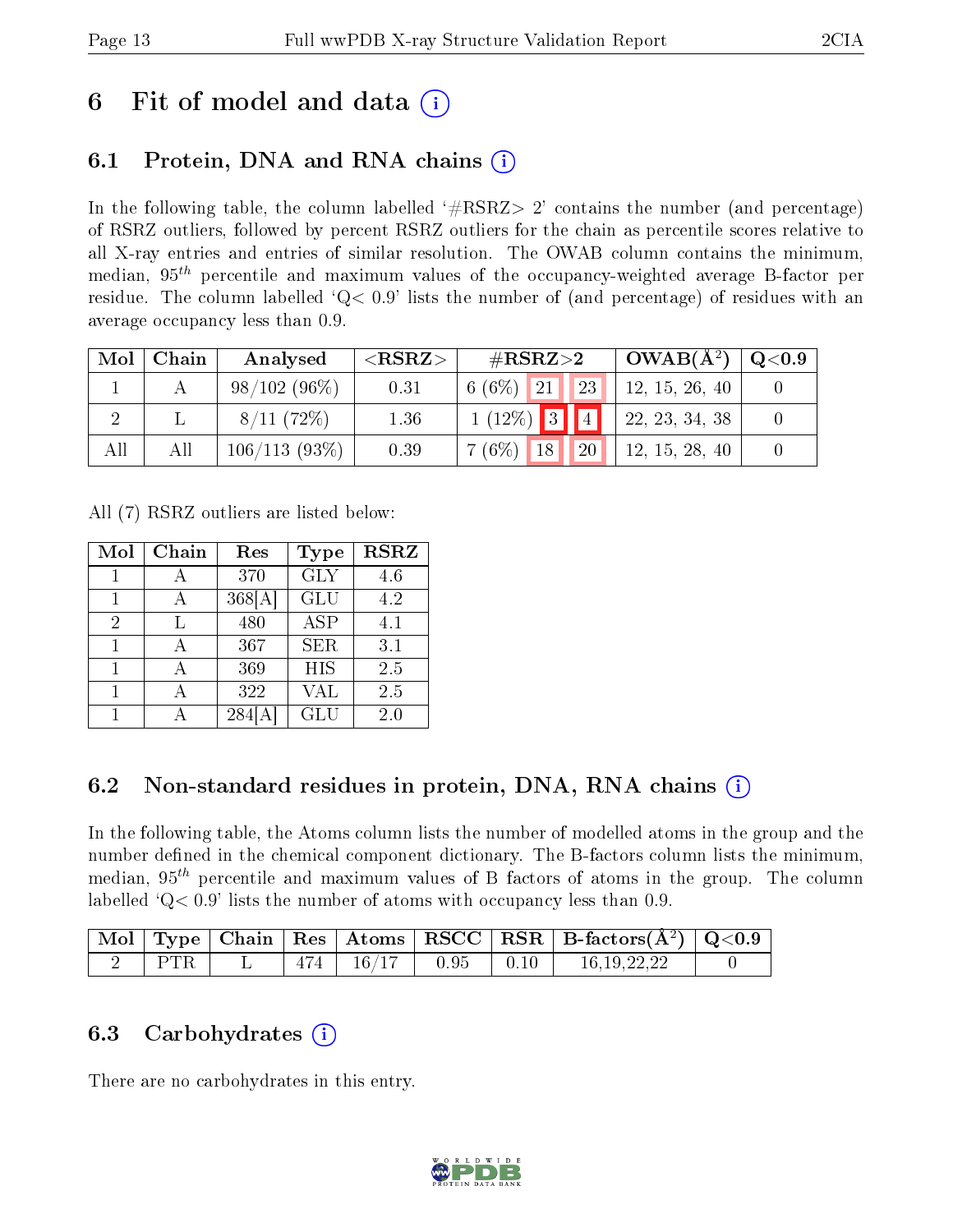# 6 Fit of model and data

## 6.1 Protein, DNA and RNA chains

In the following table, the column labelled '#RSRZ> 2' contains the number (and percentage) of RSRZ outliers, followed by percent RSRZ outliers for the chain as percentile scores relative to all X-ray entries and entries of similar resolution. The OWAB column contains the minimum, median, $95^{th}$ percentile and maximum values of the occupancy-weighted average B-factor per residue. The column labelled 'Q< 0.9' lists the number of (and percentage) of residues with an average occupancy less than 0.9.

| Mol | Chain | Analysed | <RSRZ> | #RSRZ>2 | | | OWAB(Å$^2$) | Q<0.9 |
|---|---|---|---|---|---|---|---|---|
| 1 | A | 98/102 (96%) | 0.31 | 6 (6%) | 21 | 23 | 12, 15, 26, 40 | 0 |
| 2 | L | 8/11 (72%) | 1.36 | 1 (12%) | 3 | 4 | 22, 23, 34, 38 | 0 |
| All | All | 106/113 (93%) | 0.39 | 7 (6%) | 18 | 20 | 12, 15, 28, 40 | 0 |

All (7) RSRZ outliers are listed below:

| Mol | Chain | Res | Type | RSRZ |
|---|---|---|---|---|
| 1 | A | 370 | GLY | 4.6 |
| 1 | A | 368[A] | GLU | 4.2 |
| 2 | L | 480 | ASP | 4.1 |
| 1 | A | 367 | SER | 3.1 |
| 1 | A | 369 | HIS | 2.5 |
| 1 | A | 322 | VAL | 2.5 |
| 1 | A | 284[A] | GLU | 2.0 |

## 6.2 Non-standard residues in protein, DNA, RNA chains

In the following table, the Atoms column lists the number of modelled atoms in the group and the number defined in the chemical component dictionary. The B-factors column lists the minimum, median, $95^{th}$ percentile and maximum values of B factors of atoms in the group. The column labelled 'Q< 0.9' lists the number of atoms with occupancy less than 0.9.

| Mol | Type | Chain | Res | Atoms | RSCC | RSR | B-factors(Å$^2$) | Q<0.9 |
|---|---|---|---|---|---|---|---|---|
| 2 | PTR | L | 474 | 16/17 | 0.95 | 0.10 | 16,19,22,22 | 0 |

## 6.3 Carbohydrates

There are no carbohydrates in this entry.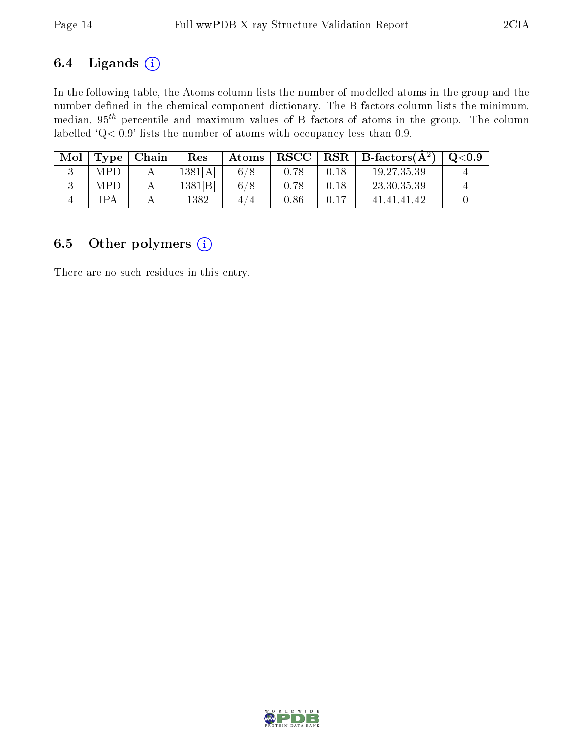### 6.4 Ligands

In the following table, the Atoms column lists the number of modelled atoms in the group and the number defined in the chemical component dictionary. The B-factors column lists the minimum, median, $95^{th}$ percentile and maximum values of B factors of atoms in the group. The column labelled 'Q< 0.9' lists the number of atoms with occupancy less than 0.9.

| Mol | Type | Chain | Res | Atoms | RSCC | RSR | B-factors($Å^2$) | Q<0.9 |
|---|---|---|---|---|---|---|---|---|
| 3 | MPD | A | 1381[A] | 6/8 | 0.78 | 0.18 | 19,27,35,39 | 4 |
| 3 | MPD | A | 1381[B] | 6/8 | 0.78 | 0.18 | 23,30,35,39 | 4 |
| 4 | IPA | A | 1382 | 4/4 | 0.86 | 0.17 | 41,41,41,42 | 0 |

### 6.5 Other polymers

There are no such residues in this entry.